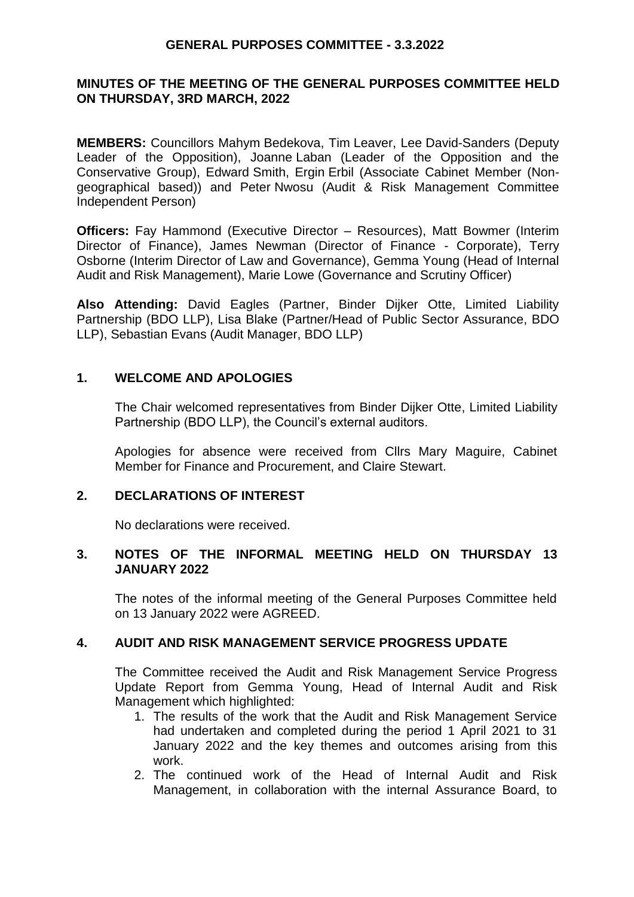# GENERAL PURPOSES COMMITTEE - 3.3.2022

## MINUTES OF THE MEETING OF THE GENERAL PURPOSES COMMITTEE HELD ON THURSDAY, 3RD MARCH, 2022

**MEMBERS:** Councillors Mahym Bedekova, Tim Leaver, Lee David-Sanders (Deputy Leader of the Opposition), Joanne Laban (Leader of the Opposition and the Conservative Group), Edward Smith, Ergin Erbil (Associate Cabinet Member (Non-geographical based)) and Peter Nwosu (Audit & Risk Management Committee Independent Person)

**Officers:** Fay Hammond (Executive Director – Resources), Matt Bowmer (Interim Director of Finance), James Newman (Director of Finance - Corporate), Terry Osborne (Interim Director of Law and Governance), Gemma Young (Head of Internal Audit and Risk Management), Marie Lowe (Governance and Scrutiny Officer)

**Also Attending:** David Eagles (Partner, Binder Dijker Otte, Limited Liability Partnership (BDO LLP), Lisa Blake (Partner/Head of Public Sector Assurance, BDO LLP), Sebastian Evans (Audit Manager, BDO LLP)

### 1. WELCOME AND APOLOGIES

The Chair welcomed representatives from Binder Dijker Otte, Limited Liability Partnership (BDO LLP), the Council's external auditors.

Apologies for absence were received from Cllrs Mary Maguire, Cabinet Member for Finance and Procurement, and Claire Stewart.

### 2. DECLARATIONS OF INTEREST

No declarations were received.

### 3. NOTES OF THE INFORMAL MEETING HELD ON THURSDAY 13 JANUARY 2022

The notes of the informal meeting of the General Purposes Committee held on 13 January 2022 were AGREED.

### 4. AUDIT AND RISK MANAGEMENT SERVICE PROGRESS UPDATE

The Committee received the Audit and Risk Management Service Progress Update Report from Gemma Young, Head of Internal Audit and Risk Management which highlighted:

1. The results of the work that the Audit and Risk Management Service had undertaken and completed during the period 1 April 2021 to 31 January 2022 and the key themes and outcomes arising from this work.
2. The continued work of the Head of Internal Audit and Risk Management, in collaboration with the internal Assurance Board, to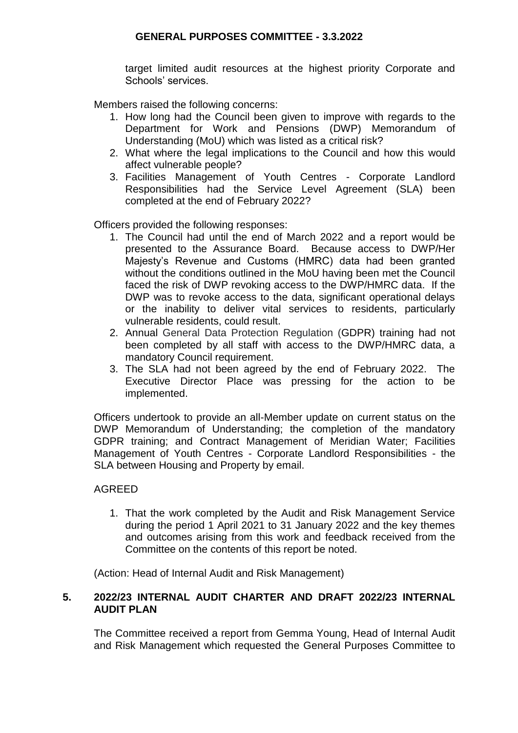target limited audit resources at the highest priority Corporate and Schools' services.

Members raised the following concerns:

1. How long had the Council been given to improve with regards to the Department for Work and Pensions (DWP) Memorandum of Understanding (MoU) which was listed as a critical risk?
2. What where the legal implications to the Council and how this would affect vulnerable people?
3. Facilities Management of Youth Centres - Corporate Landlord Responsibilities had the Service Level Agreement (SLA) been completed at the end of February 2022?

Officers provided the following responses:

1. The Council had until the end of March 2022 and a report would be presented to the Assurance Board. Because access to DWP/Her Majesty's Revenue and Customs (HMRC) data had been granted without the conditions outlined in the MoU having been met the Council faced the risk of DWP revoking access to the DWP/HMRC data. If the DWP was to revoke access to the data, significant operational delays or the inability to deliver vital services to residents, particularly vulnerable residents, could result.
2. Annual General Data Protection Regulation (GDPR) training had not been completed by all staff with access to the DWP/HMRC data, a mandatory Council requirement.
3. The SLA had not been agreed by the end of February 2022. The Executive Director Place was pressing for the action to be implemented.

Officers undertook to provide an all-Member update on current status on the DWP Memorandum of Understanding; the completion of the mandatory GDPR training; and Contract Management of Meridian Water; Facilities Management of Youth Centres - Corporate Landlord Responsibilities - the SLA between Housing and Property by email.

AGREED

1. That the work completed by the Audit and Risk Management Service during the period 1 April 2021 to 31 January 2022 and the key themes and outcomes arising from this work and feedback received from the Committee on the contents of this report be noted.

(Action: Head of Internal Audit and Risk Management)

## 5. 2022/23 INTERNAL AUDIT CHARTER AND DRAFT 2022/23 INTERNAL AUDIT PLAN

The Committee received a report from Gemma Young, Head of Internal Audit and Risk Management which requested the General Purposes Committee to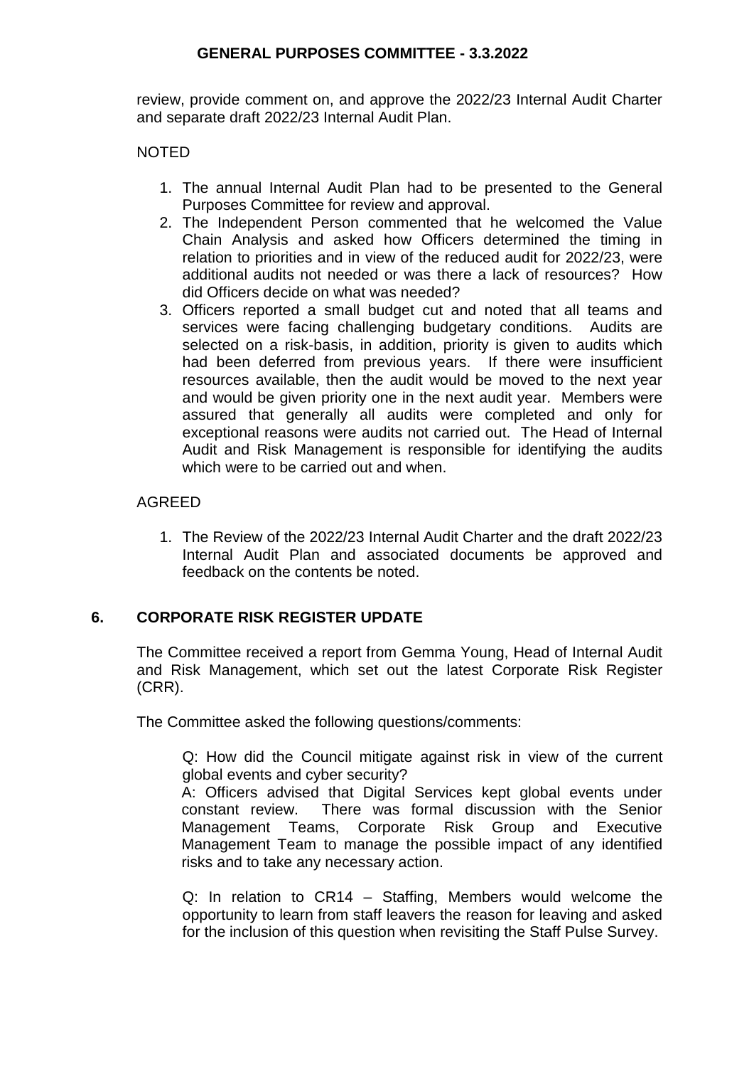review, provide comment on, and approve the 2022/23 Internal Audit Charter and separate draft 2022/23 Internal Audit Plan.

NOTED

1. The annual Internal Audit Plan had to be presented to the General Purposes Committee for review and approval.
2. The Independent Person commented that he welcomed the Value Chain Analysis and asked how Officers determined the timing in relation to priorities and in view of the reduced audit for 2022/23, were additional audits not needed or was there a lack of resources? How did Officers decide on what was needed?
3. Officers reported a small budget cut and noted that all teams and services were facing challenging budgetary conditions. Audits are selected on a risk-basis, in addition, priority is given to audits which had been deferred from previous years. If there were insufficient resources available, then the audit would be moved to the next year and would be given priority one in the next audit year. Members were assured that generally all audits were completed and only for exceptional reasons were audits not carried out. The Head of Internal Audit and Risk Management is responsible for identifying the audits which were to be carried out and when.

AGREED

1. The Review of the 2022/23 Internal Audit Charter and the draft 2022/23 Internal Audit Plan and associated documents be approved and feedback on the contents be noted.

## 6. CORPORATE RISK REGISTER UPDATE

The Committee received a report from Gemma Young, Head of Internal Audit and Risk Management, which set out the latest Corporate Risk Register (CRR).

The Committee asked the following questions/comments:

Q: How did the Council mitigate against risk in view of the current global events and cyber security?
A: Officers advised that Digital Services kept global events under constant review. There was formal discussion with the Senior Management Teams, Corporate Risk Group and Executive Management Team to manage the possible impact of any identified risks and to take any necessary action.

Q: In relation to CR14 – Staffing, Members would welcome the opportunity to learn from staff leavers the reason for leaving and asked for the inclusion of this question when revisiting the Staff Pulse Survey.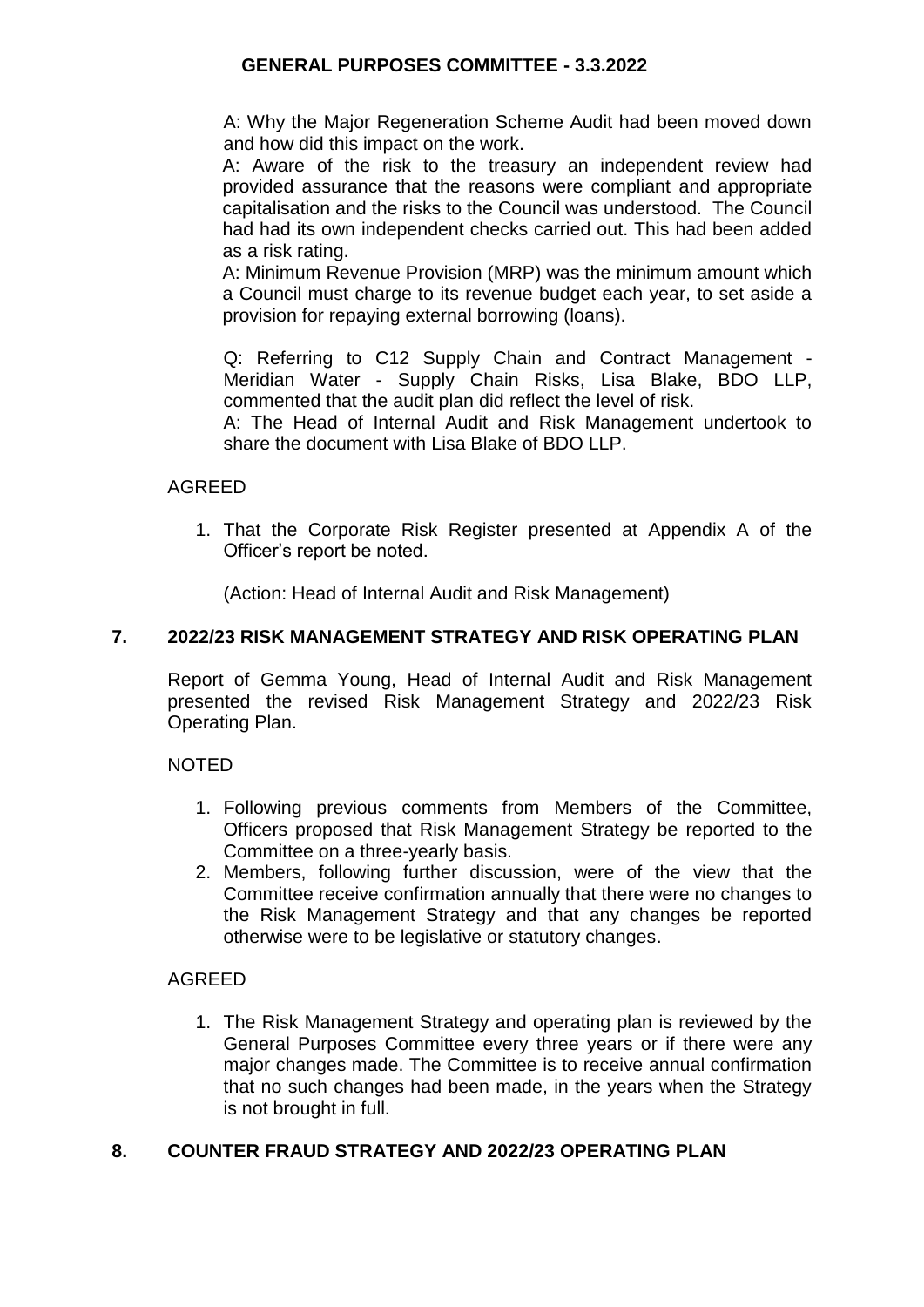A: Why the Major Regeneration Scheme Audit had been moved down and how did this impact on the work.

A: Aware of the risk to the treasury an independent review had provided assurance that the reasons were compliant and appropriate capitalisation and the risks to the Council was understood. The Council had had its own independent checks carried out. This had been added as a risk rating.

A: Minimum Revenue Provision (MRP) was the minimum amount which a Council must charge to its revenue budget each year, to set aside a provision for repaying external borrowing (loans).

Q: Referring to C12 Supply Chain and Contract Management - Meridian Water - Supply Chain Risks, Lisa Blake, BDO LLP, commented that the audit plan did reflect the level of risk.

A: The Head of Internal Audit and Risk Management undertook to share the document with Lisa Blake of BDO LLP.

AGREED

1. That the Corporate Risk Register presented at Appendix A of the Officer's report be noted.

(Action: Head of Internal Audit and Risk Management)

## 7. 2022/23 RISK MANAGEMENT STRATEGY AND RISK OPERATING PLAN

Report of Gemma Young, Head of Internal Audit and Risk Management presented the revised Risk Management Strategy and 2022/23 Risk Operating Plan.

NOTED

1. Following previous comments from Members of the Committee, Officers proposed that Risk Management Strategy be reported to the Committee on a three-yearly basis.
2. Members, following further discussion, were of the view that the Committee receive confirmation annually that there were no changes to the Risk Management Strategy and that any changes be reported otherwise were to be legislative or statutory changes.

AGREED

1. The Risk Management Strategy and operating plan is reviewed by the General Purposes Committee every three years or if there were any major changes made. The Committee is to receive annual confirmation that no such changes had been made, in the years when the Strategy is not brought in full.

## 8. COUNTER FRAUD STRATEGY AND 2022/23 OPERATING PLAN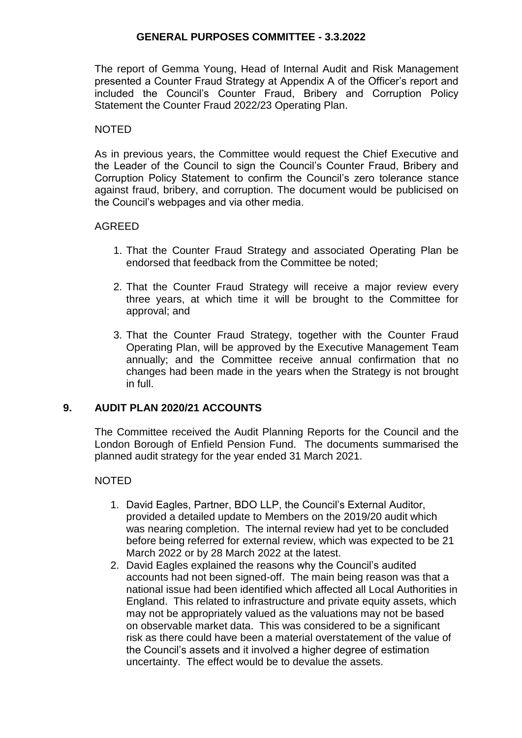The report of Gemma Young, Head of Internal Audit and Risk Management presented a Counter Fraud Strategy at Appendix A of the Officer's report and included the Council's Counter Fraud, Bribery and Corruption Policy Statement the Counter Fraud 2022/23 Operating Plan.

NOTED

As in previous years, the Committee would request the Chief Executive and the Leader of the Council to sign the Council's Counter Fraud, Bribery and Corruption Policy Statement to confirm the Council's zero tolerance stance against fraud, bribery, and corruption. The document would be publicised on the Council's webpages and via other media.

AGREED

1. That the Counter Fraud Strategy and associated Operating Plan be endorsed that feedback from the Committee be noted;

2. That the Counter Fraud Strategy will receive a major review every three years, at which time it will be brought to the Committee for approval; and

3. That the Counter Fraud Strategy, together with the Counter Fraud Operating Plan, will be approved by the Executive Management Team annually; and the Committee receive annual confirmation that no changes had been made in the years when the Strategy is not brought in full.

## 9. AUDIT PLAN 2020/21 ACCOUNTS

The Committee received the Audit Planning Reports for the Council and the London Borough of Enfield Pension Fund. The documents summarised the planned audit strategy for the year ended 31 March 2021.

NOTED

1. David Eagles, Partner, BDO LLP, the Council's External Auditor, provided a detailed update to Members on the 2019/20 audit which was nearing completion. The internal review had yet to be concluded before being referred for external review, which was expected to be 21 March 2022 or by 28 March 2022 at the latest.
2. David Eagles explained the reasons why the Council's audited accounts had not been signed-off. The main being reason was that a national issue had been identified which affected all Local Authorities in England. This related to infrastructure and private equity assets, which may not be appropriately valued as the valuations may not be based on observable market data. This was considered to be a significant risk as there could have been a material overstatement of the value of the Council's assets and it involved a higher degree of estimation uncertainty. The effect would be to devalue the assets.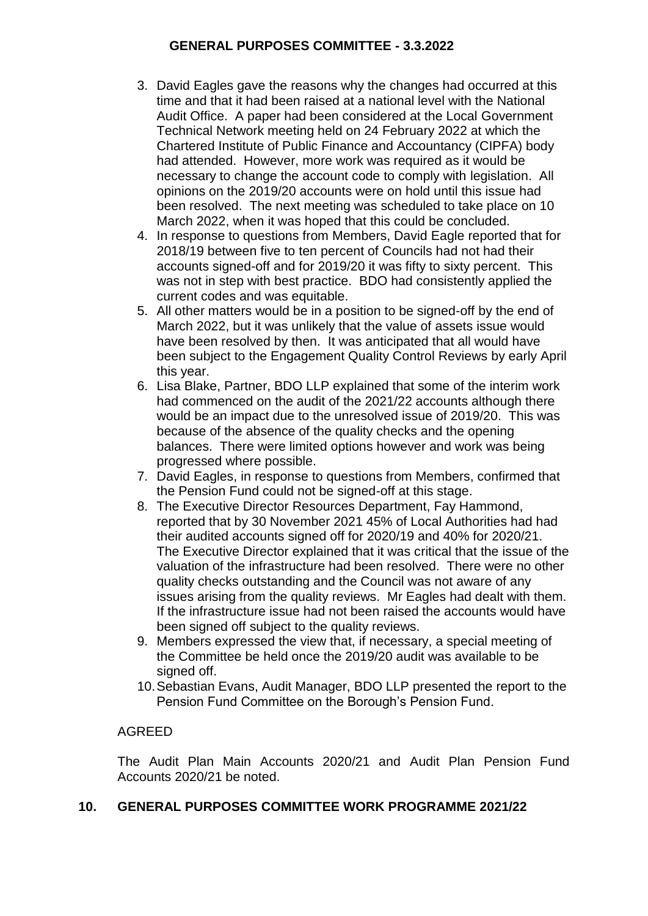3. David Eagles gave the reasons why the changes had occurred at this time and that it had been raised at a national level with the National Audit Office. A paper had been considered at the Local Government Technical Network meeting held on 24 February 2022 at which the Chartered Institute of Public Finance and Accountancy (CIPFA) body had attended. However, more work was required as it would be necessary to change the account code to comply with legislation. All opinions on the 2019/20 accounts were on hold until this issue had been resolved. The next meeting was scheduled to take place on 10 March 2022, when it was hoped that this could be concluded.
4. In response to questions from Members, David Eagle reported that for 2018/19 between five to ten percent of Councils had not had their accounts signed-off and for 2019/20 it was fifty to sixty percent. This was not in step with best practice. BDO had consistently applied the current codes and was equitable.
5. All other matters would be in a position to be signed-off by the end of March 2022, but it was unlikely that the value of assets issue would have been resolved by then. It was anticipated that all would have been subject to the Engagement Quality Control Reviews by early April this year.
6. Lisa Blake, Partner, BDO LLP explained that some of the interim work had commenced on the audit of the 2021/22 accounts although there would be an impact due to the unresolved issue of 2019/20. This was because of the absence of the quality checks and the opening balances. There were limited options however and work was being progressed where possible.
7. David Eagles, in response to questions from Members, confirmed that the Pension Fund could not be signed-off at this stage.
8. The Executive Director Resources Department, Fay Hammond, reported that by 30 November 2021 45% of Local Authorities had had their audited accounts signed off for 2020/19 and 40% for 2020/21. The Executive Director explained that it was critical that the issue of the valuation of the infrastructure had been resolved. There were no other quality checks outstanding and the Council was not aware of any issues arising from the quality reviews. Mr Eagles had dealt with them. If the infrastructure issue had not been raised the accounts would have been signed off subject to the quality reviews.
9. Members expressed the view that, if necessary, a special meeting of the Committee be held once the 2019/20 audit was available to be signed off.
10. Sebastian Evans, Audit Manager, BDO LLP presented the report to the Pension Fund Committee on the Borough's Pension Fund.

AGREED

The Audit Plan Main Accounts 2020/21 and Audit Plan Pension Fund Accounts 2020/21 be noted.

## 10. GENERAL PURPOSES COMMITTEE WORK PROGRAMME 2021/22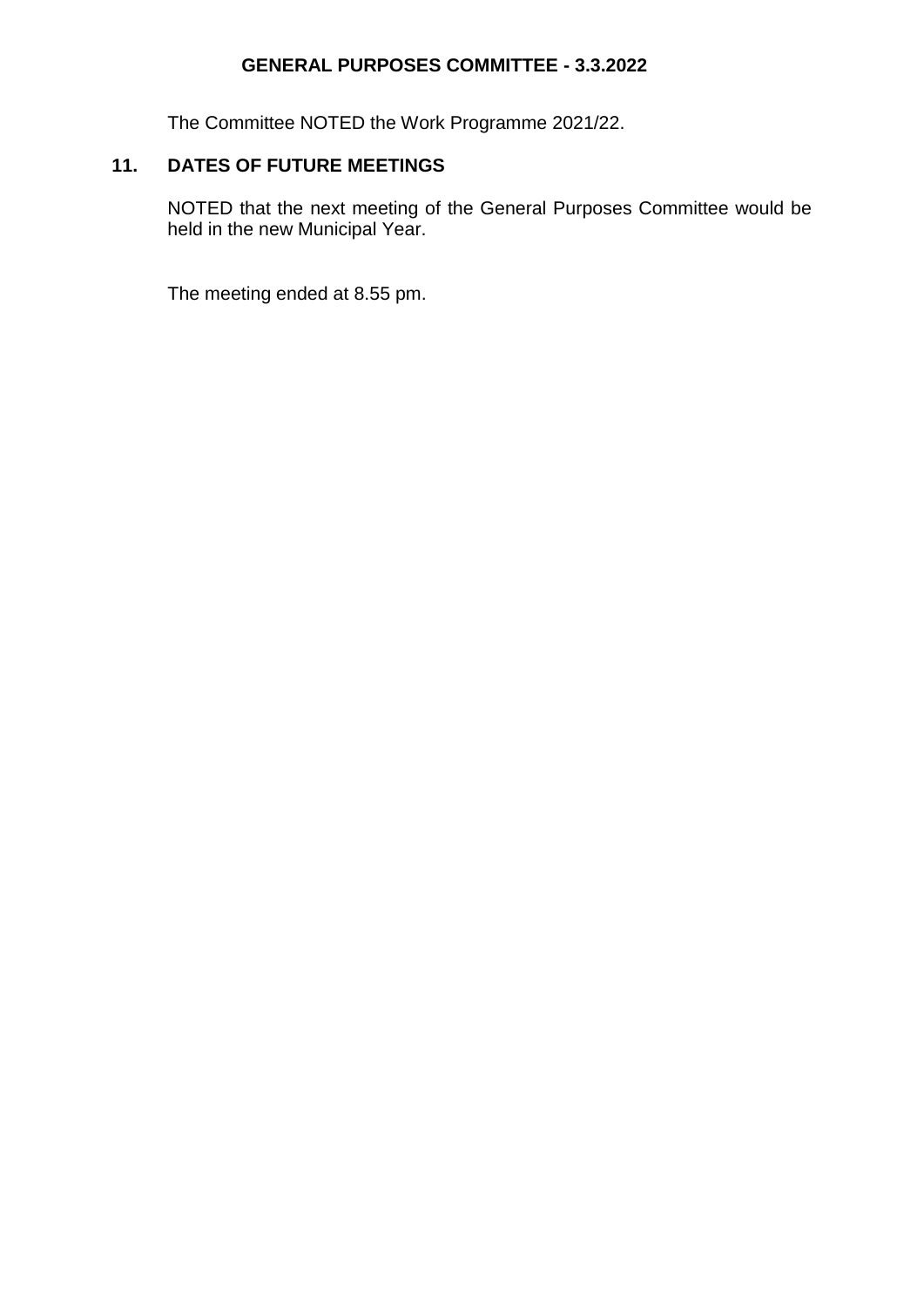The Committee NOTED the Work Programme 2021/22.

## 11. DATES OF FUTURE MEETINGS

NOTED that the next meeting of the General Purposes Committee would be held in the new Municipal Year.

The meeting ended at 8.55 pm.